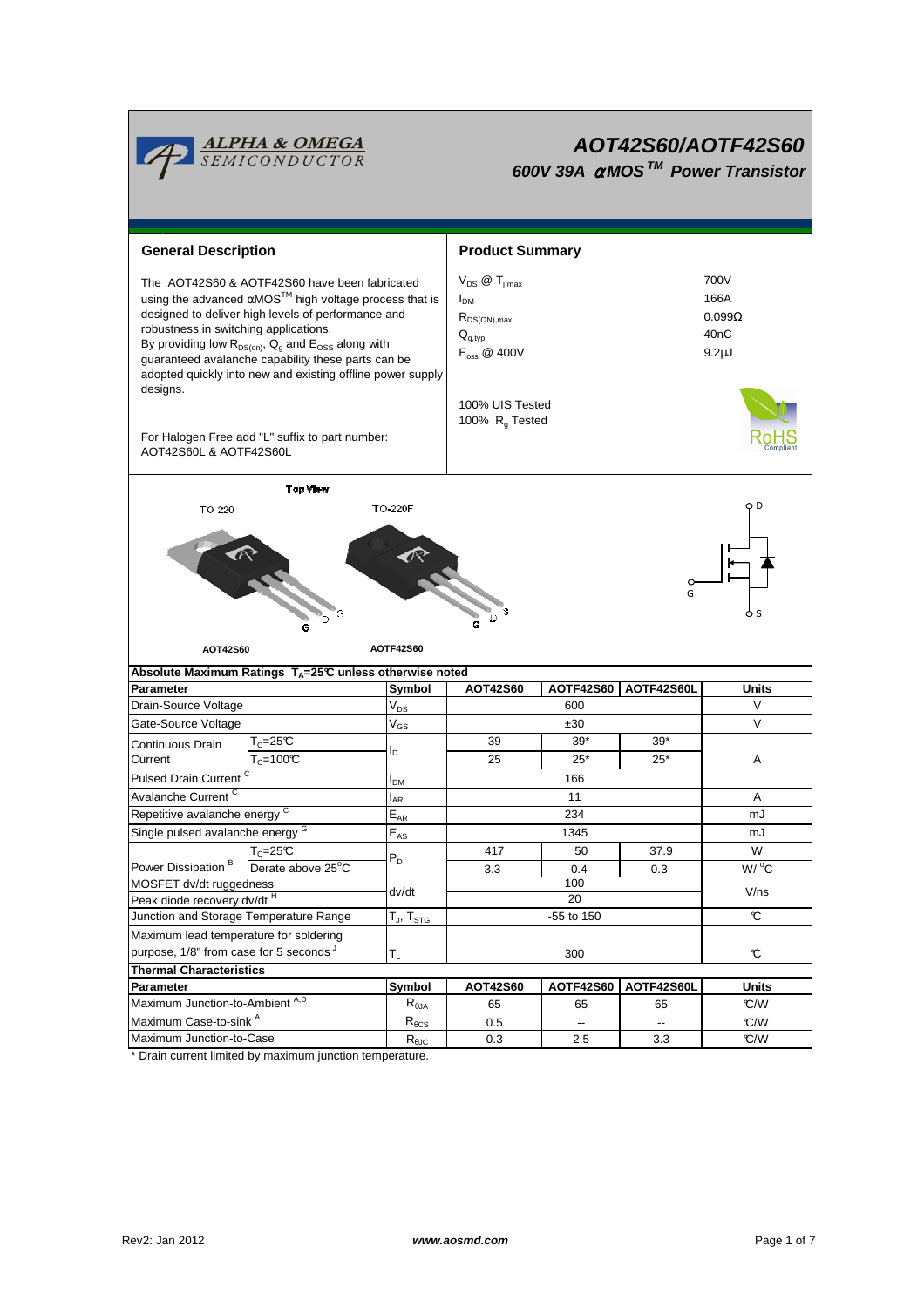# AOT42S60/AOTF42S60

## 600V 39A αMOS™ Power Transistor

## General Description

The AOT42S60 & AOTF42S60 have been fabricated using the advanced αMOS™ high voltage process that is designed to deliver high levels of performance and robustness in switching applications.
By providing low $R_{DS(on)}$, $Q_g$ and $E_{OSS}$ along with guaranteed avalanche capability these parts can be adopted quickly into new and existing offline power supply designs.

For Halogen Free add "L" suffix to part number:
AOT42S60L & AOTF42S60L

## Product Summary

| | |
|---|---|
| $V_{DS}$ @ $T_{j,max}$ | 700V |
| $I_{DM}$ | 166A |
| $R_{DS(ON),max}$ | 0.099Ω |
| $Q_{g,typ}$ | 40nC |
| $E_{oss}$ @ 400V | 9.2µJ |

100% UIS Tested
100% $R_g$ Tested

Top View

TO-220 — AOT42S60

TO-220F — AOTF42S60

## Absolute Maximum Ratings $T_A$=25°C unless otherwise noted

| Parameter | | Symbol | AOT42S60 | AOTF42S60 | AOTF42S60L | Units |
|---|---|---|---|---|---|---|
| Drain-Source Voltage | | $V_{DS}$ | 600 | | | V |
| Gate-Source Voltage | | $V_{GS}$ | ±30 | | | V |
| Continuous Drain Current | $T_C$=25°C | $I_D$ | 39 | 39* | 39* | A |
| | $T_C$=100°C | | 25 | 25* | 25* | |
| Pulsed Drain Current [C] | | $I_{DM}$ | 166 | | | |
| Avalanche Current [C] | | $I_{AR}$ | 11 | | | A |
| Repetitive avalanche energy [C] | | $E_{AR}$ | 234 | | | mJ |
| Single pulsed avalanche energy [G] | | $E_{AS}$ | 1345 | | | mJ |
| Power Dissipation [B] | $T_C$=25°C | $P_D$ | 417 | 50 | 37.9 | W |
| | Derate above 25°C | | 3.3 | 0.4 | 0.3 | W/°C |
| MOSFET dv/dt ruggedness | | dv/dt | 100 | | | V/ns |
| Peak diode recovery dv/dt [H] | | | 20 | | | |
| Junction and Storage Temperature Range | | $T_J$, $T_{STG}$ | -55 to 150 | | | °C |
| Maximum lead temperature for soldering purpose, 1/8" from case for 5 seconds [J] | | $T_L$ | 300 | | | °C |

## Thermal Characteristics

| Parameter | Symbol | AOT42S60 | AOTF42S60 | AOTF42S60L | Units |
|---|---|---|---|---|---|
| Maximum Junction-to-Ambient [A,D] | $R_{\theta JA}$ | 65 | 65 | 65 | °C/W |
| Maximum Case-to-sink [A] | $R_{\theta CS}$ | 0.5 | -- | -- | °C/W |
| Maximum Junction-to-Case | $R_{\theta JC}$ | 0.3 | 2.5 | 3.3 | °C/W |

* Drain current limited by maximum junction temperature.

Rev2: Jan 2012 www.aosmd.com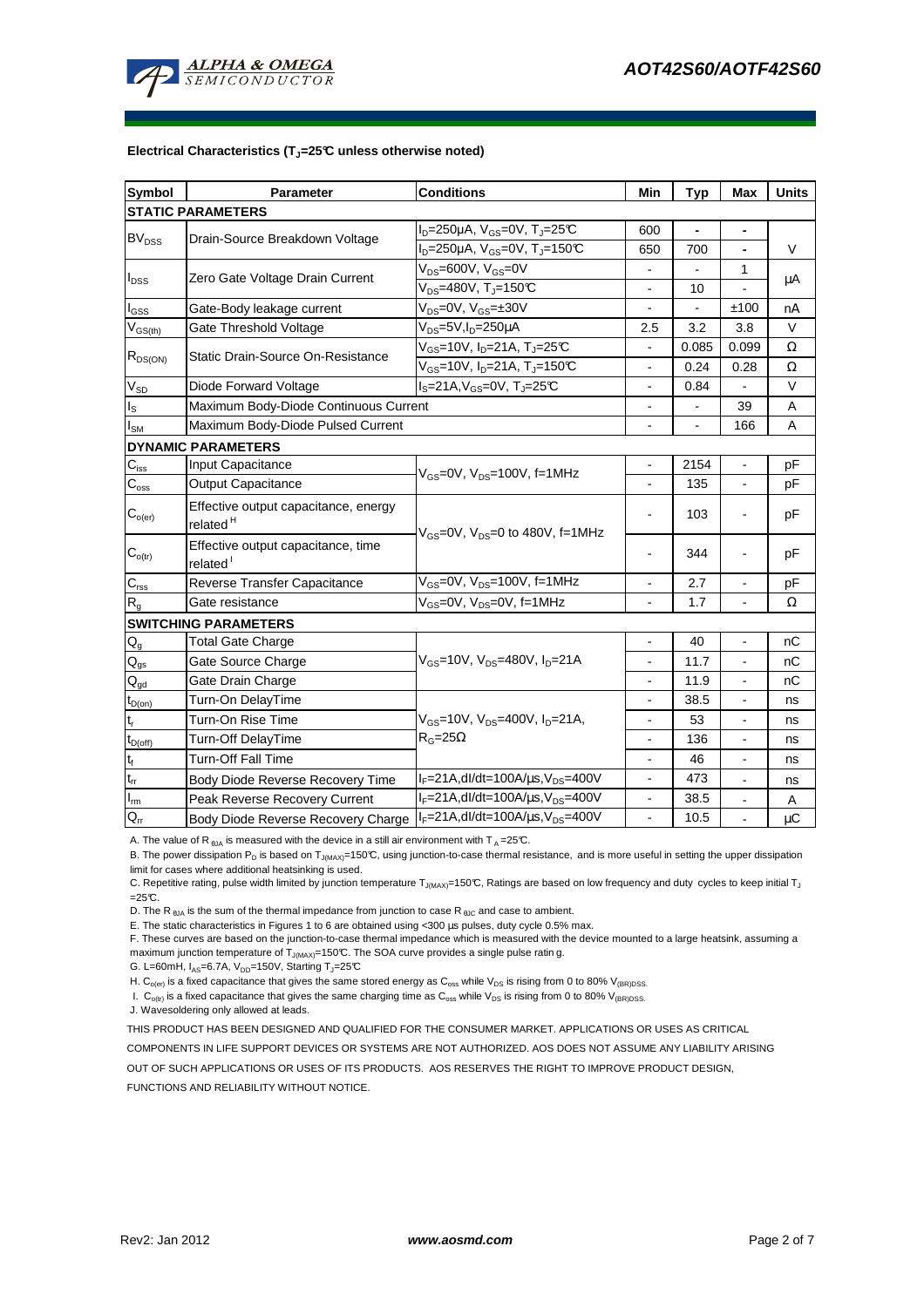**Electrical Characteristics ($T_J$=25°C unless otherwise noted)**

| Symbol | Parameter | Conditions | Min | Typ | Max | Units |
|---|---|---|---|---|---|---|
| **STATIC PARAMETERS** | | | | | | |
| $BV_{DSS}$ | Drain-Source Breakdown Voltage | $I_D$=250µA, $V_{GS}$=0V, $T_J$=25°C | 600 | - | - | V |
| | | $I_D$=250µA, $V_{GS}$=0V, $T_J$=150°C | 650 | 700 | - | |
| $I_{DSS}$ | Zero Gate Voltage Drain Current | $V_{DS}$=600V, $V_{GS}$=0V | - | - | 1 | µA |
| | | $V_{DS}$=480V, $T_J$=150°C | - | 10 | - | |
| $I_{GSS}$ | Gate-Body leakage current | $V_{DS}$=0V, $V_{GS}$=±30V | - | - | ±100 | nA |
| $V_{GS(th)}$ | Gate Threshold Voltage | $V_{DS}$=5V, $I_D$=250µA | 2.5 | 3.2 | 3.8 | V |
| $R_{DS(ON)}$ | Static Drain-Source On-Resistance | $V_{GS}$=10V, $I_D$=21A, $T_J$=25°C | - | 0.085 | 0.099 | Ω |
| | | $V_{GS}$=10V, $I_D$=21A, $T_J$=150°C | - | 0.24 | 0.28 | Ω |
| $V_{SD}$ | Diode Forward Voltage | $I_S$=21A, $V_{GS}$=0V, $T_J$=25°C | - | 0.84 | - | V |
| $I_S$ | Maximum Body-Diode Continuous Current | | - | - | 39 | A |
| $I_{SM}$ | Maximum Body-Diode Pulsed Current | | - | - | 166 | A |
| **DYNAMIC PARAMETERS** | | | | | | |
| $C_{iss}$ | Input Capacitance | $V_{GS}$=0V, $V_{DS}$=100V, f=1MHz | - | 2154 | - | pF |
| $C_{oss}$ | Output Capacitance | | - | 135 | - | pF |
| $C_{o(er)}$ | Effective output capacitance, energy related [H] | $V_{GS}$=0V, $V_{DS}$=0 to 480V, f=1MHz | - | 103 | - | pF |
| $C_{o(tr)}$ | Effective output capacitance, time related [I] | | - | 344 | - | pF |
| $C_{rss}$ | Reverse Transfer Capacitance | $V_{GS}$=0V, $V_{DS}$=100V, f=1MHz | - | 2.7 | - | pF |
| $R_g$ | Gate resistance | $V_{GS}$=0V, $V_{DS}$=0V, f=1MHz | - | 1.7 | - | Ω |
| **SWITCHING PARAMETERS** | | | | | | |
| $Q_g$ | Total Gate Charge | $V_{GS}$=10V, $V_{DS}$=480V, $I_D$=21A | - | 40 | - | nC |
| $Q_{gs}$ | Gate Source Charge | | - | 11.7 | - | nC |
| $Q_{gd}$ | Gate Drain Charge | | - | 11.9 | - | nC |
| $t_{D(on)}$ | Turn-On DelayTime | $V_{GS}$=10V, $V_{DS}$=400V, $I_D$=21A, $R_G$=25Ω | - | 38.5 | - | ns |
| $t_r$ | Turn-On Rise Time | | - | 53 | - | ns |
| $t_{D(off)}$ | Turn-Off DelayTime | | - | 136 | - | ns |
| $t_f$ | Turn-Off Fall Time | | - | 46 | - | ns |
| $t_{rr}$ | Body Diode Reverse Recovery Time | $I_F$=21A, dI/dt=100A/µs, $V_{DS}$=400V | - | 473 | - | ns |
| $I_{rm}$ | Peak Reverse Recovery Current | $I_F$=21A, dI/dt=100A/µs, $V_{DS}$=400V | - | 38.5 | - | A |
| $Q_{rr}$ | Body Diode Reverse Recovery Charge | $I_F$=21A, dI/dt=100A/µs, $V_{DS}$=400V | - | 10.5 | - | µC |

A. The value of $R_{\theta JA}$ is measured with the device in a still air environment with $T_A$ =25°C.

B. The power dissipation $P_D$ is based on $T_{J(MAX)}$=150°C, using junction-to-case thermal resistance, and is more useful in setting the upper dissipation limit for cases where additional heatsinking is used.

C. Repetitive rating, pulse width limited by junction temperature $T_{J(MAX)}$=150°C, Ratings are based on low frequency and duty cycles to keep initial $T_J$ =25°C.

D. The $R_{\theta JA}$ is the sum of the thermal impedance from junction to case $R_{\theta JC}$ and case to ambient.

E. The static characteristics in Figures 1 to 6 are obtained using <300 µs pulses, duty cycle 0.5% max.

F. These curves are based on the junction-to-case thermal impedance which is measured with the device mounted to a large heatsink, assuming a maximum junction temperature of $T_{J(MAX)}$=150°C. The SOA curve provides a single pulse rating.

G. L=60mH, $I_{AS}$=6.7A, $V_{DD}$=150V, Starting $T_J$=25°C

H. $C_{o(er)}$ is a fixed capacitance that gives the same stored energy as $C_{oss}$ while $V_{DS}$ is rising from 0 to 80% $V_{(BR)DSS}$.

I. $C_{o(tr)}$ is a fixed capacitance that gives the same charging time as $C_{oss}$ while $V_{DS}$ is rising from 0 to 80% $V_{(BR)DSS}$.

J. Wavesoldering only allowed at leads.

THIS PRODUCT HAS BEEN DESIGNED AND QUALIFIED FOR THE CONSUMER MARKET. APPLICATIONS OR USES AS CRITICAL COMPONENTS IN LIFE SUPPORT DEVICES OR SYSTEMS ARE NOT AUTHORIZED. AOS DOES NOT ASSUME ANY LIABILITY ARISING OUT OF SUCH APPLICATIONS OR USES OF ITS PRODUCTS. AOS RESERVES THE RIGHT TO IMPROVE PRODUCT DESIGN, FUNCTIONS AND RELIABILITY WITHOUT NOTICE.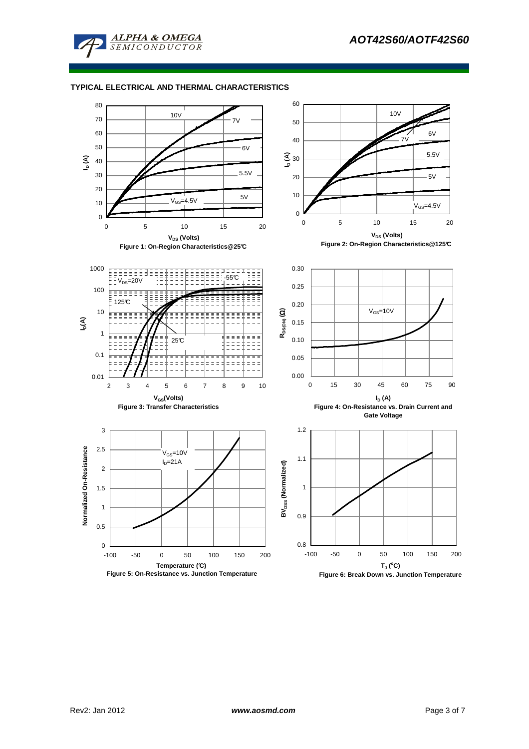## TYPICAL ELECTRICAL AND THERMAL CHARACTERISTICS

Figure 1: On-Region Characteristics@25°C

Figure 2: On-Region Characteristics@125°C

Figure 3: Transfer Characteristics

Figure 4: On-Resistance vs. Drain Current and Gate Voltage

Figure 5: On-Resistance vs. Junction Temperature

Figure 6: Break Down vs. Junction Temperature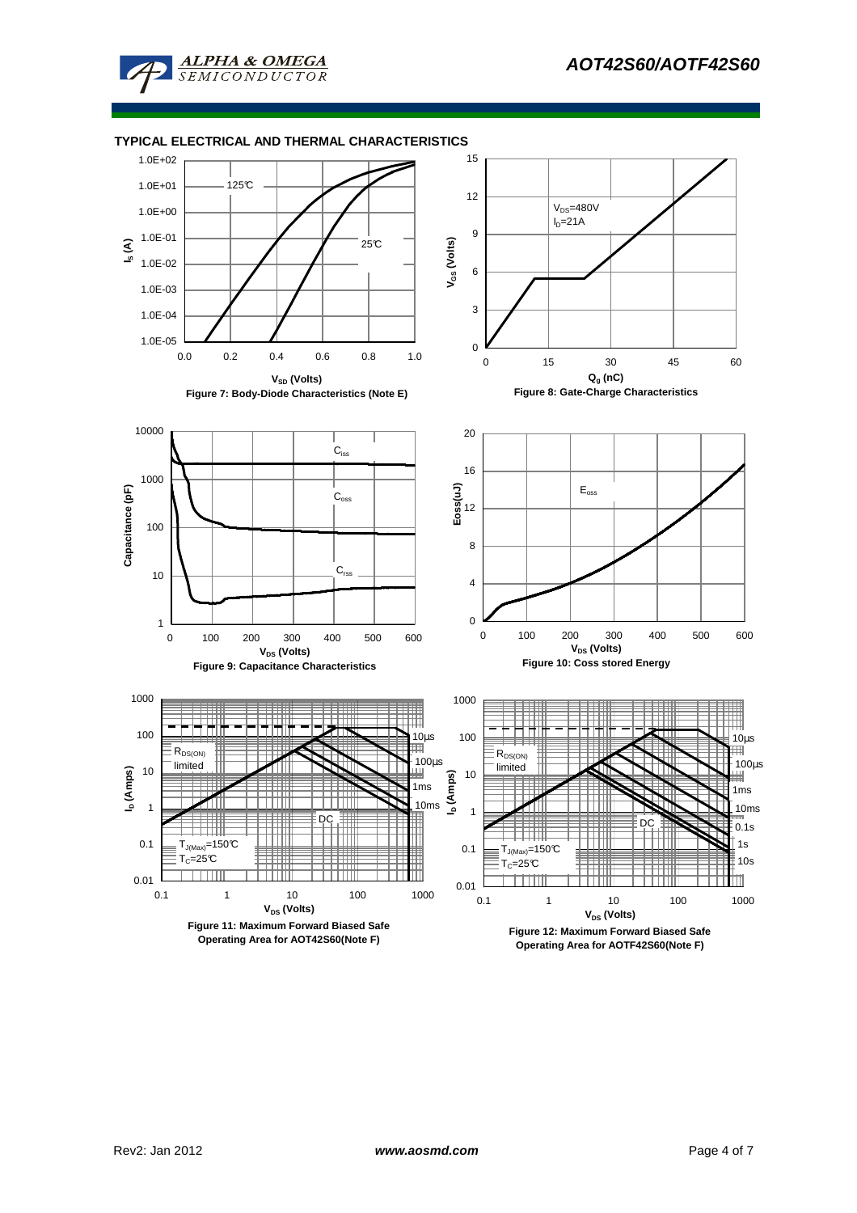## TYPICAL ELECTRICAL AND THERMAL CHARACTERISTICS

Figure 7: Body-Diode Characteristics (Note E)

Figure 8: Gate-Charge Characteristics

Figure 9: Capacitance Characteristics

Figure 10: Coss stored Energy

Figure 11: Maximum Forward Biased Safe Operating Area for AOT42S60(Note F)

Figure 12: Maximum Forward Biased Safe Operating Area for AOTF42S60(Note F)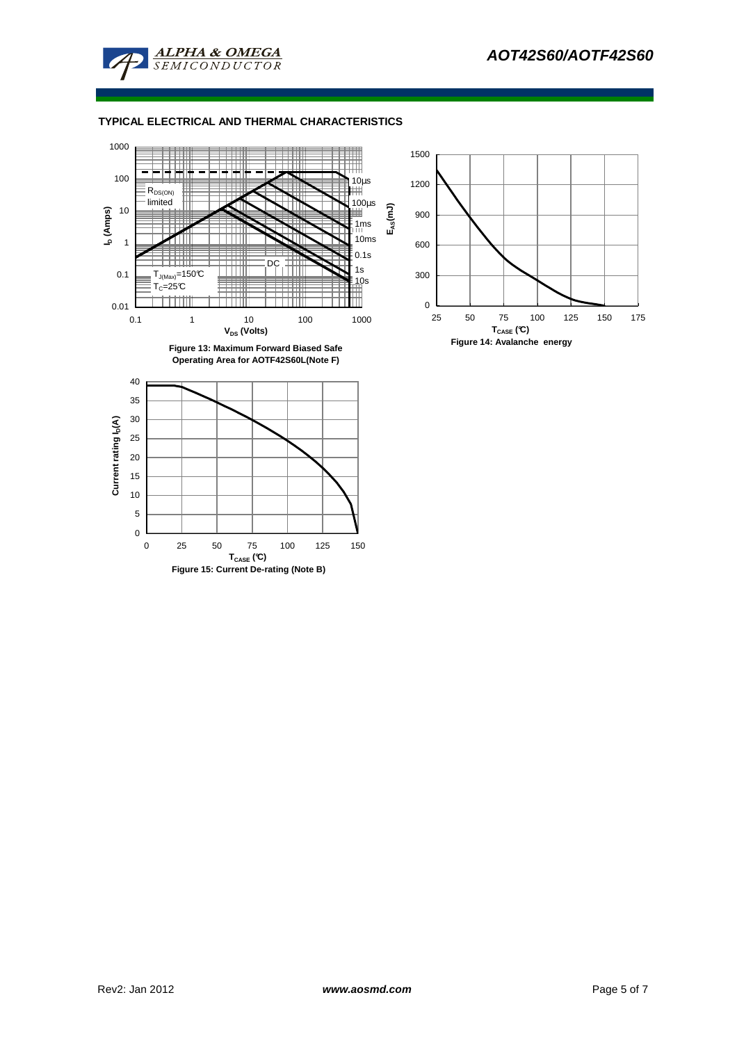## TYPICAL ELECTRICAL AND THERMAL CHARACTERISTICS

Figure 13: Maximum Forward Biased Safe Operating Area for AOTF42S60L(Note F)

Figure 14: Avalanche energy

Figure 15: Current De-rating (Note B)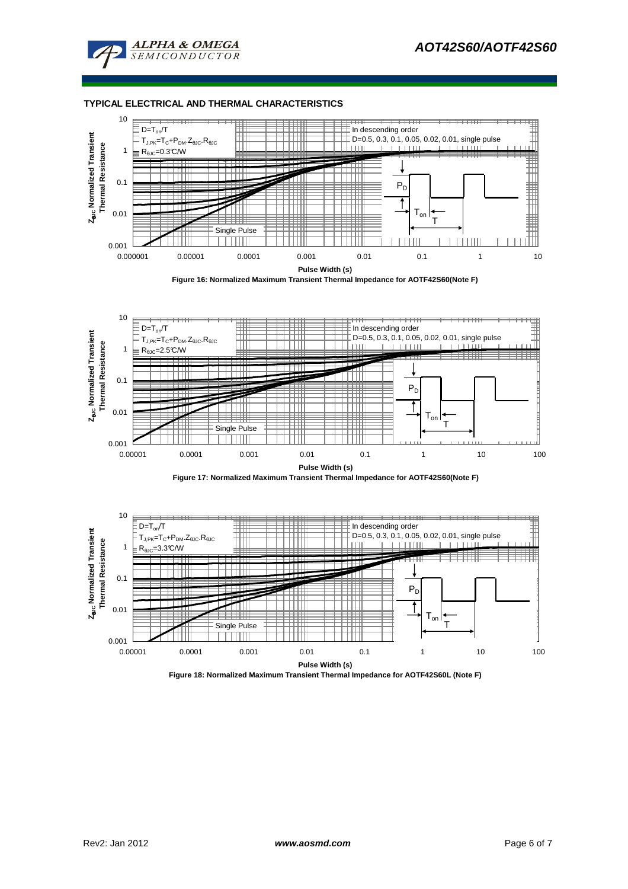## TYPICAL ELECTRICAL AND THERMAL CHARACTERISTICS

D=$T_{on}$/T

$T_{J,PK}=T_C+P_{DM}.Z_{\theta JC}.R_{\theta JC}$

$R_{\theta JC}$=0.3°C/W

In descending order
D=0.5, 0.3, 0.1, 0.05, 0.02, 0.01, single pulse

Single Pulse

$Z_{\theta JC}$ Normalized Transient Thermal Resistance

Pulse Width (s)

**Figure 16: Normalized Maximum Transient Thermal Impedance for AOTF42S60(Note F)**

D=$T_{on}$/T

$T_{J,PK}=T_C+P_{DM}.Z_{\theta JC}.R_{\theta JC}$

$R_{\theta JC}$=2.5°C/W

In descending order
D=0.5, 0.3, 0.1, 0.05, 0.02, 0.01, single pulse

Single Pulse

$Z_{\theta JC}$ Normalized Transient Thermal Resistance

Pulse Width (s)

**Figure 17: Normalized Maximum Transient Thermal Impedance for AOTF42S60(Note F)**

D=$T_{on}$/T

$T_{J,PK}=T_C+P_{DM}.Z_{\theta JC}.R_{\theta JC}$

$R_{\theta JC}$=3.3°C/W

In descending order
D=0.5, 0.3, 0.1, 0.05, 0.02, 0.01, single pulse

Single Pulse

$Z_{\theta JC}$ Normalized Transient Thermal Resistance

Pulse Width (s)

**Figure 18: Normalized Maximum Transient Thermal Impedance for AOTF42S60L (Note F)**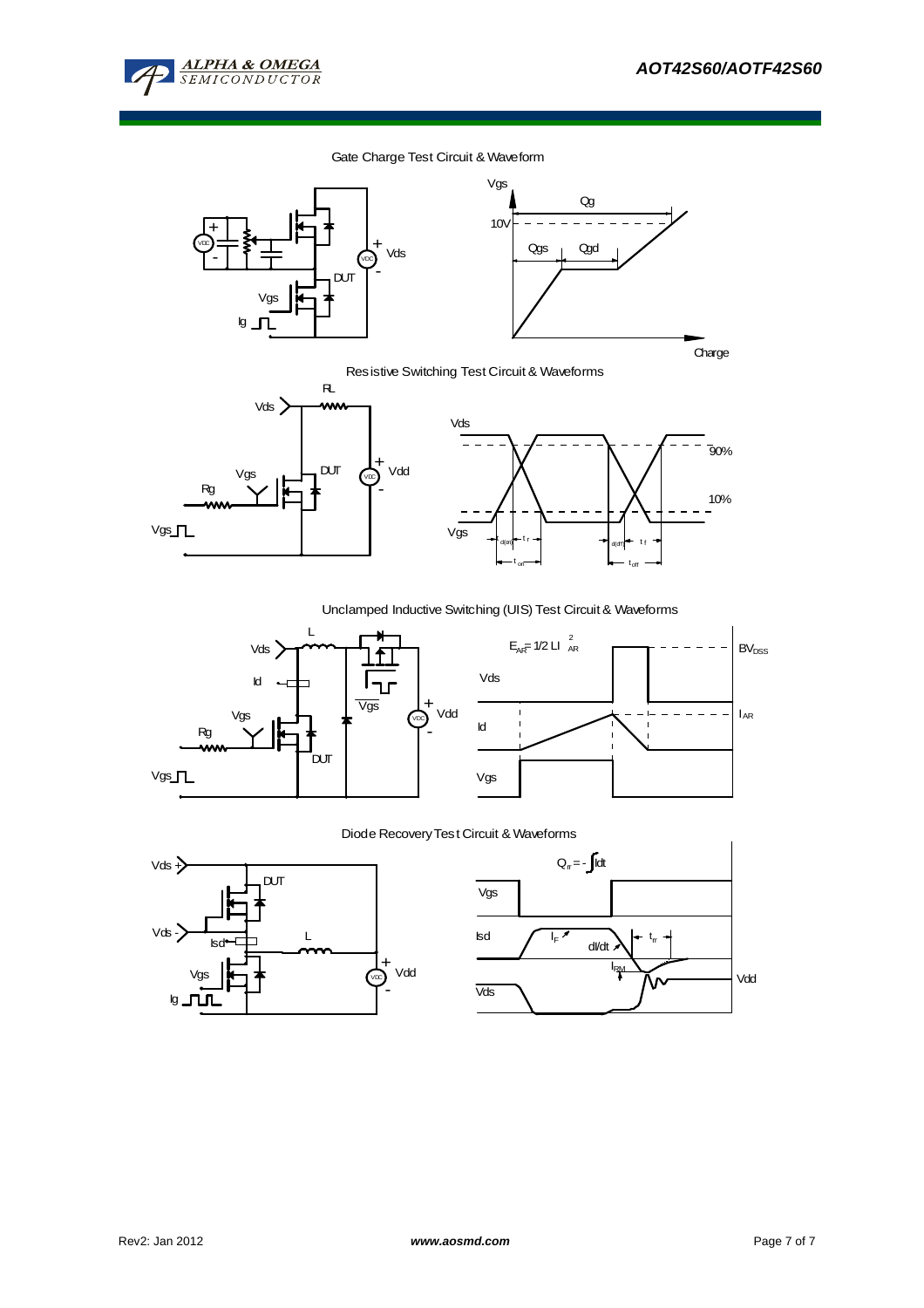Gate Charge Test Circuit & Waveform

Vgs

Qg

10V

Qgs

Qgd

VDC

Vds

DUT

Vgs

Ig

Charge

Resistive Switching Test Circuit & Waveforms

RL

Vds

DUT

Vgs

Rg

Vdd

Vgs

Vds

90%

10%

Vgs

$t_{d(on)}$ $t_r$

$t_{on}$

$t_{d(off)}$ $t_f$

$t_{off}$

Unclamped Inductive Switching (UIS) Test Circuit & Waveforms

L

Vds

Id

Vgs

Vgs

Rg

DUT

Vdd

Vgs

$E_{AR}= 1/2\ LI_{AR}^{2}$

$BV_{DSS}$

Vds

Id

$I_{AR}$

Vgs

Diode Recovery Test Circuit & Waveforms

Vds +

DUT

Vds -

Isd

L

Vgs

Ig

Vdd

$Q_{rr} = -\int Idt$

Vgs

Isd

$I_F$

dI/dt

$t_{rr}$

$I_{RM}$

Vdd

Vds